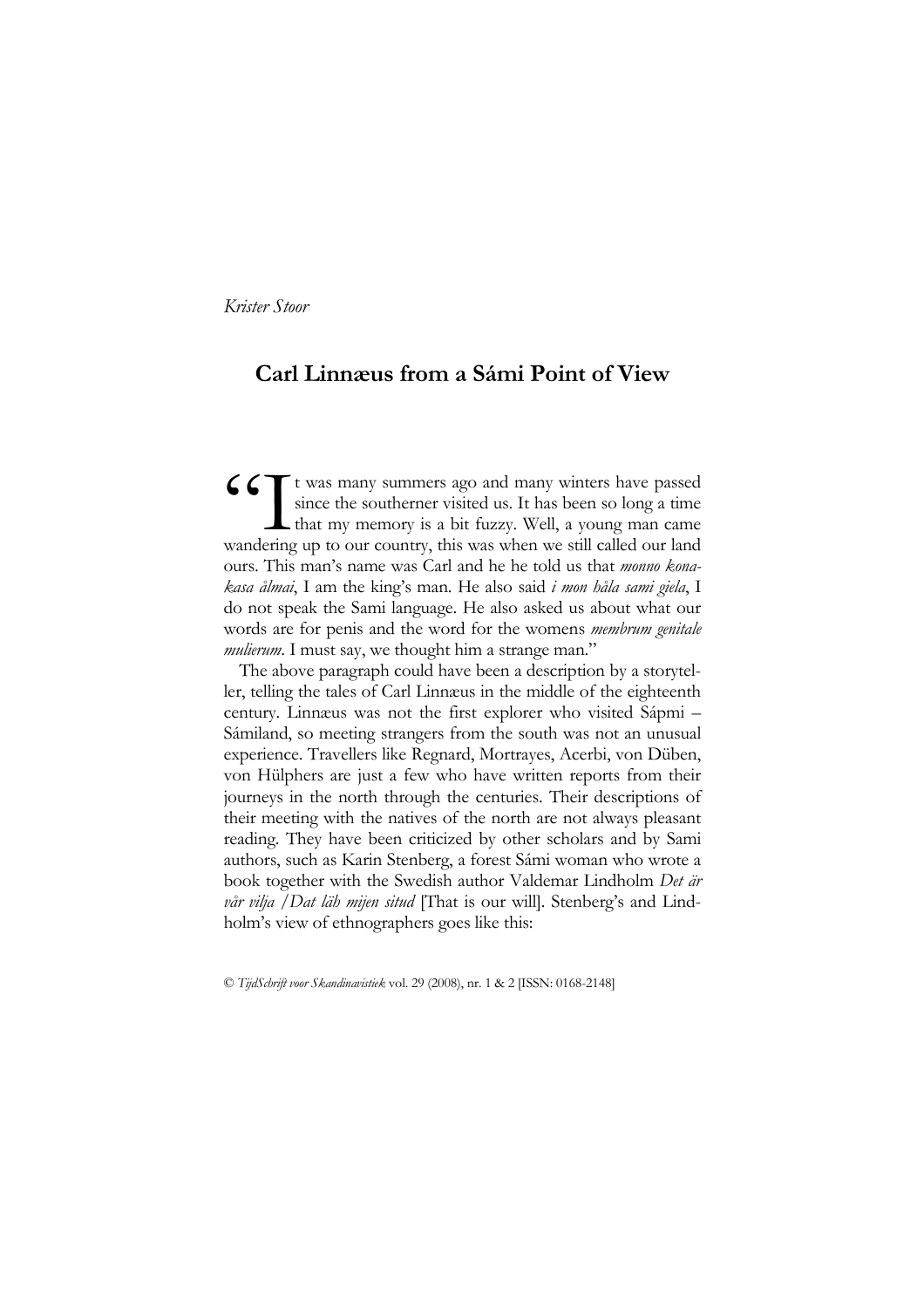*Krister Stoor*

# Carl Linnæus from a Sámi Point of View

"It was many summers ago and many winters have passed since the southerner visited us. It has been so long a time that my memory is a bit fuzzy. Well, a young man came wandering up to our country, this was when we still called our land ours. This man's name was Carl and he he told us that *monno konakasa ålmai*, I am the king's man. He also said *i mon håla sami giela*, I do not speak the Sami language. He also asked us about what our words are for penis and the word for the womens *membrum genitale mulierum*. I must say, we thought him a strange man."

The above paragraph could have been a description by a storyteller, telling the tales of Carl Linnæus in the middle of the eighteenth century. Linnæus was not the first explorer who visited Sápmi – Sámiland, so meeting strangers from the south was not an unusual experience. Travellers like Regnard, Mortrayes, Acerbi, von Düben, von Hülphers are just a few who have written reports from their journeys in the north through the centuries. Their descriptions of their meeting with the natives of the north are not always pleasant reading. They have been criticized by other scholars and by Sami authors, such as Karin Stenberg, a forest Sámi woman who wrote a book together with the Swedish author Valdemar Lindholm *Det är vår vilja / Dat läh mijen situd* [That is our will]. Stenberg's and Lindholm's view of ethnographers goes like this:

© *TijdSchrift voor Skandinavistiek* vol. 29 (2008), nr. 1 & 2 [ISSN: 0168-2148]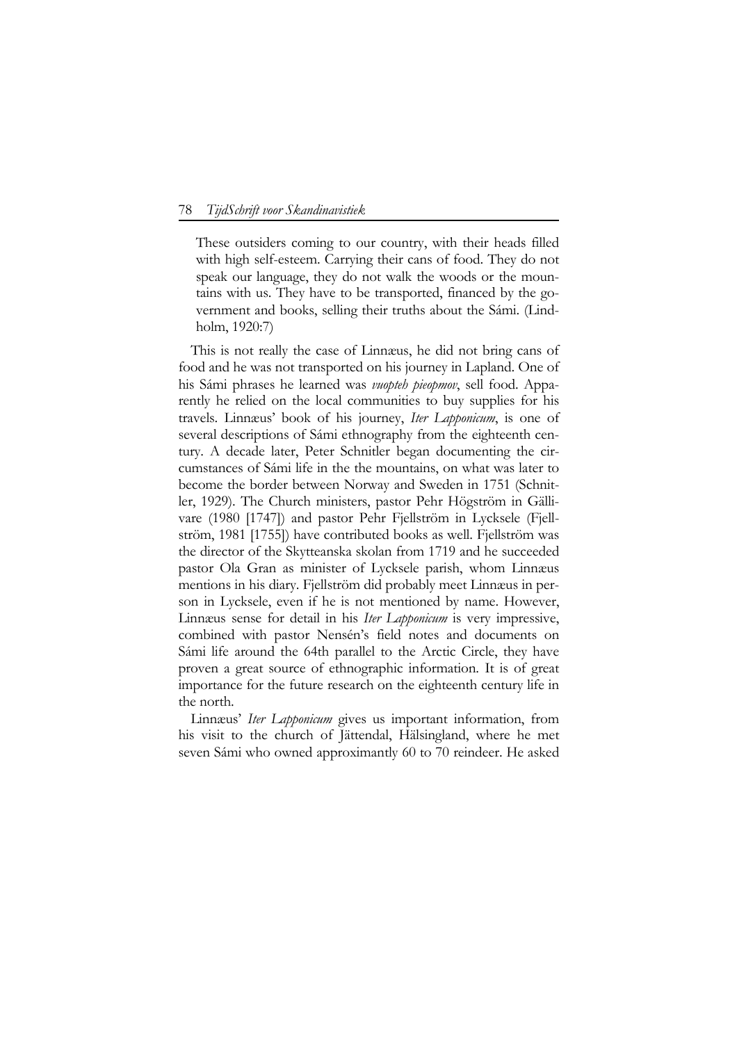> These outsiders coming to our country, with their heads filled with high self-esteem. Carrying their cans of food. They do not speak our language, they do not walk the woods or the mountains with us. They have to be transported, financed by the government and books, selling their truths about the Sámi. (Lindholm, 1920:7)

This is not really the case of Linnæus, he did not bring cans of food and he was not transported on his journey in Lapland. One of his Sámi phrases he learned was *vuopteh pieopmov*, sell food. Apparently he relied on the local communities to buy supplies for his travels. Linnæus' book of his journey, *Iter Lapponicum*, is one of several descriptions of Sámi ethnography from the eighteenth century. A decade later, Peter Schnitler began documenting the circumstances of Sámi life in the the mountains, on what was later to become the border between Norway and Sweden in 1751 (Schnitler, 1929). The Church ministers, pastor Pehr Högström in Gällivare (1980 [1747]) and pastor Pehr Fjellström in Lycksele (Fjellström, 1981 [1755]) have contributed books as well. Fjellström was the director of the Skytteanska skolan from 1719 and he succeeded pastor Ola Gran as minister of Lycksele parish, whom Linnæus mentions in his diary. Fjellström did probably meet Linnæus in person in Lycksele, even if he is not mentioned by name. However, Linnæus sense for detail in his *Iter Lapponicum* is very impressive, combined with pastor Nensén's field notes and documents on Sámi life around the 64th parallel to the Arctic Circle, they have proven a great source of ethnographic information. It is of great importance for the future research on the eighteenth century life in the north.

Linnæus' *Iter Lapponicum* gives us important information, from his visit to the church of Jättendal, Hälsingland, where he met seven Sámi who owned approximantly 60 to 70 reindeer. He asked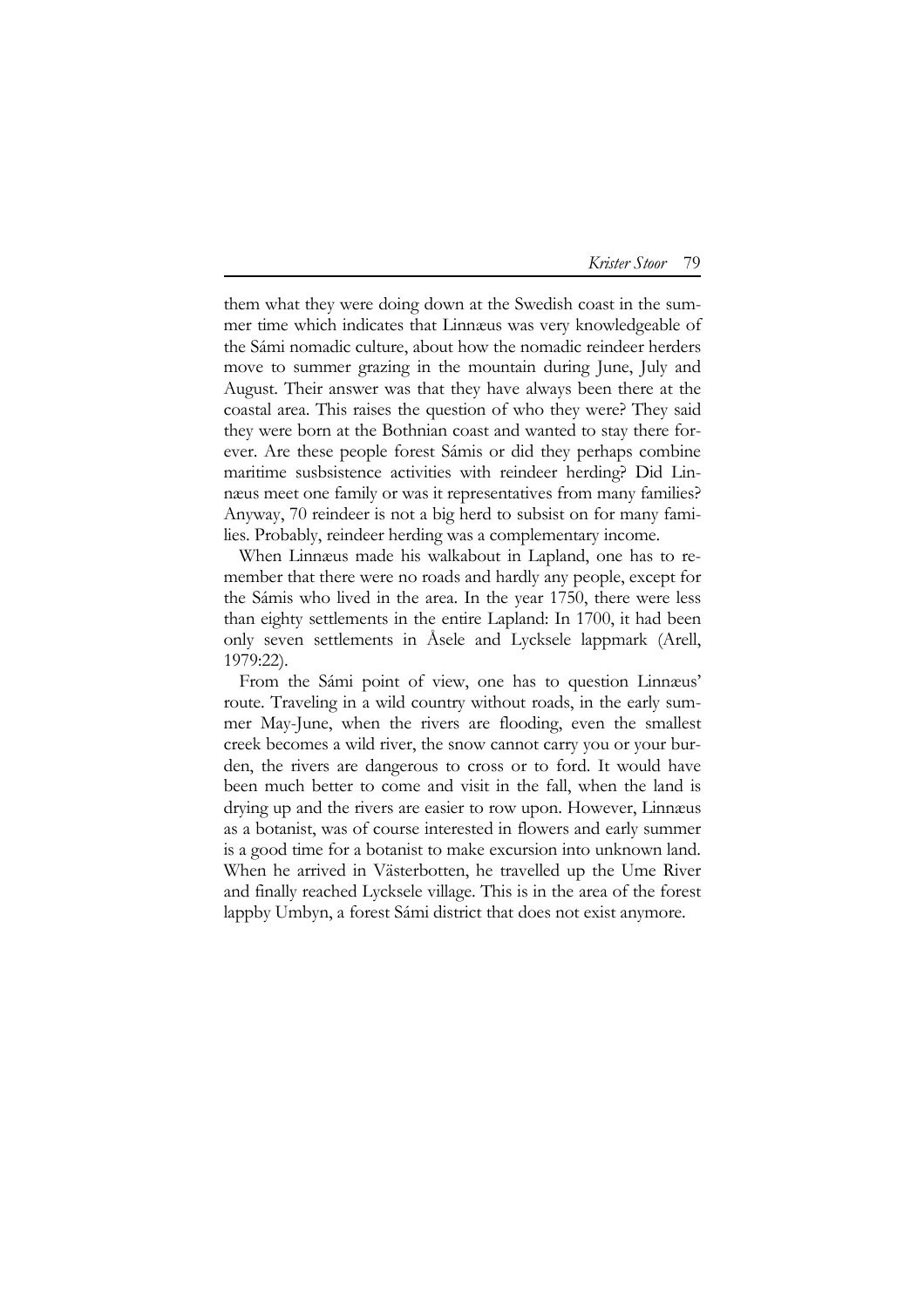them what they were doing down at the Swedish coast in the summer time which indicates that Linnæus was very knowledgeable of the Sámi nomadic culture, about how the nomadic reindeer herders move to summer grazing in the mountain during June, July and August. Their answer was that they have always been there at the coastal area. This raises the question of who they were? They said they were born at the Bothnian coast and wanted to stay there forever. Are these people forest Sámis or did they perhaps combine maritime susbsistence activities with reindeer herding? Did Linnæus meet one family or was it representatives from many families? Anyway, 70 reindeer is not a big herd to subsist on for many families. Probably, reindeer herding was a complementary income.

When Linnæus made his walkabout in Lapland, one has to remember that there were no roads and hardly any people, except for the Sámis who lived in the area. In the year 1750, there were less than eighty settlements in the entire Lapland: In 1700, it had been only seven settlements in Åsele and Lycksele lappmark (Arell, 1979:22).

From the Sámi point of view, one has to question Linnæus' route. Traveling in a wild country without roads, in the early summer May-June, when the rivers are flooding, even the smallest creek becomes a wild river, the snow cannot carry you or your burden, the rivers are dangerous to cross or to ford. It would have been much better to come and visit in the fall, when the land is drying up and the rivers are easier to row upon. However, Linnæus as a botanist, was of course interested in flowers and early summer is a good time for a botanist to make excursion into unknown land. When he arrived in Västerbotten, he travelled up the Ume River and finally reached Lycksele village. This is in the area of the forest lappby Umbyn, a forest Sámi district that does not exist anymore.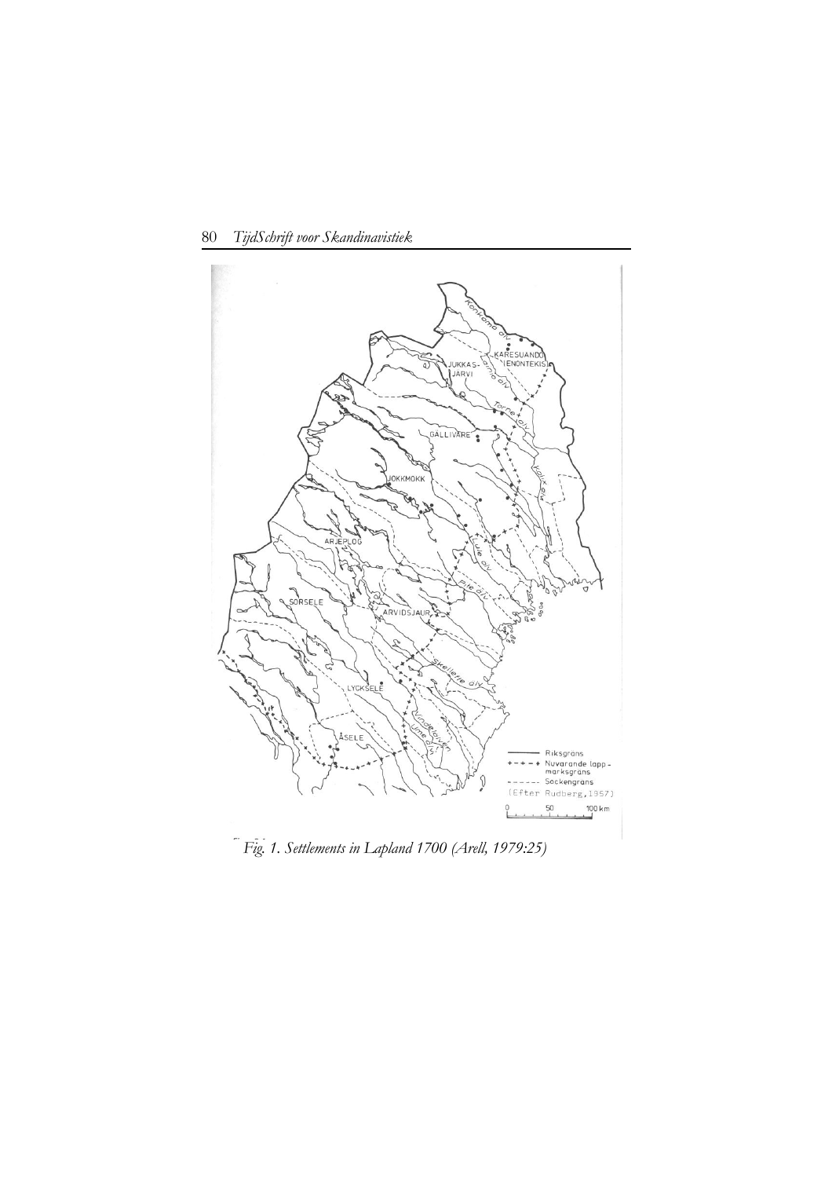Fig. 1. Settlements in Lapland 1700 (Arell, 1979:25)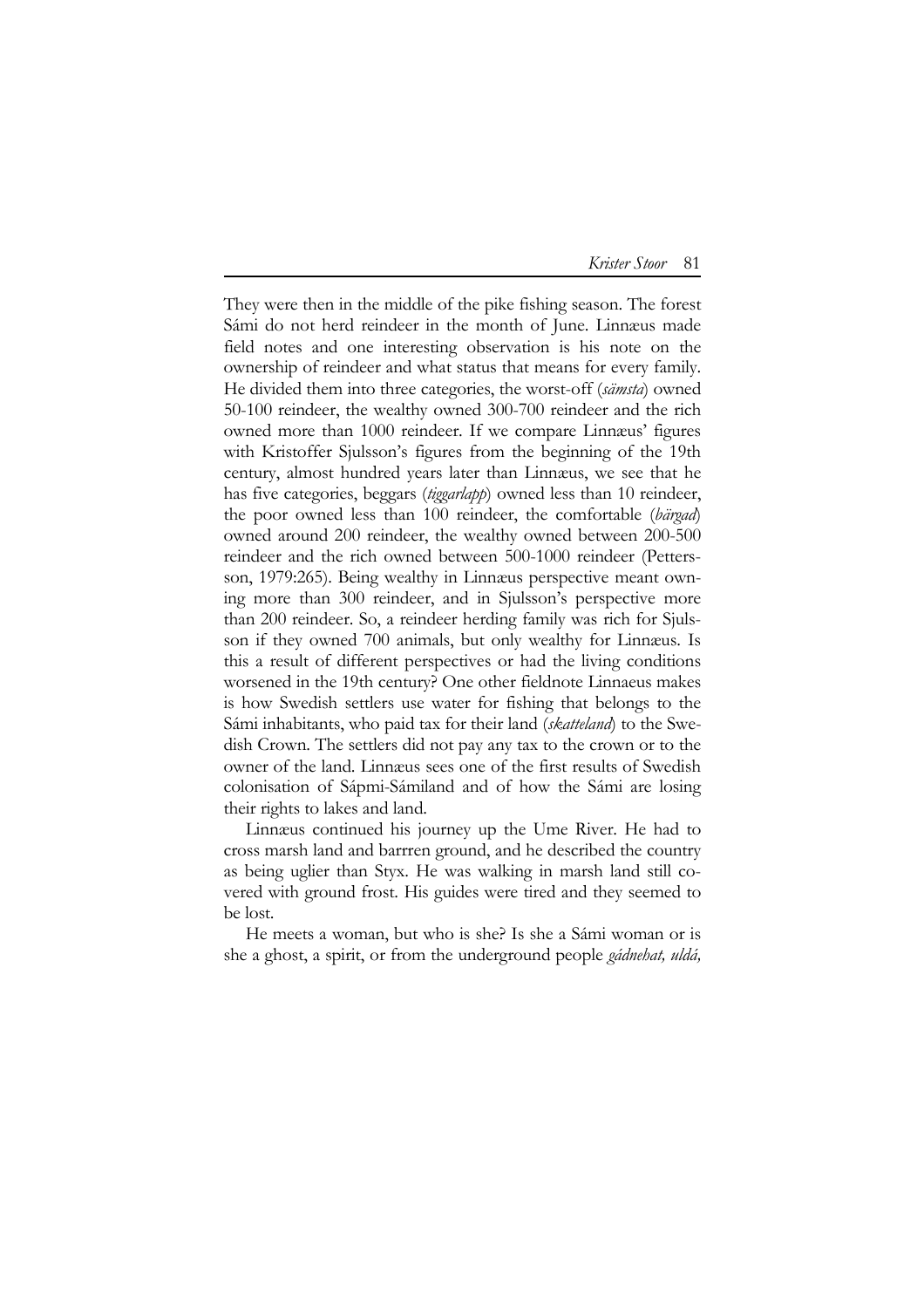They were then in the middle of the pike fishing season. The forest Sámi do not herd reindeer in the month of June. Linnæus made field notes and one interesting observation is his note on the ownership of reindeer and what status that means for every family. He divided them into three categories, the worst-off (*sämsta*) owned 50-100 reindeer, the wealthy owned 300-700 reindeer and the rich owned more than 1000 reindeer. If we compare Linnæus' figures with Kristoffer Sjulsson's figures from the beginning of the 19th century, almost hundred years later than Linnæus, we see that he has five categories, beggars (*tiggarlapp*) owned less than 10 reindeer, the poor owned less than 100 reindeer, the comfortable (*bärgad*) owned around 200 reindeer, the wealthy owned between 200-500 reindeer and the rich owned between 500-1000 reindeer (Pettersson, 1979:265). Being wealthy in Linnæus perspective meant owning more than 300 reindeer, and in Sjulsson's perspective more than 200 reindeer. So, a reindeer herding family was rich for Sjulsson if they owned 700 animals, but only wealthy for Linnæus. Is this a result of different perspectives or had the living conditions worsened in the 19th century? One other fieldnote Linnaeus makes is how Swedish settlers use water for fishing that belongs to the Sámi inhabitants, who paid tax for their land (*skatteland*) to the Swedish Crown. The settlers did not pay any tax to the crown or to the owner of the land. Linnæus sees one of the first results of Swedish colonisation of Sápmi-Sámiland and of how the Sámi are losing their rights to lakes and land.

Linnæus continued his journey up the Ume River. He had to cross marsh land and barrren ground, and he described the country as being uglier than Styx. He was walking in marsh land still covered with ground frost. His guides were tired and they seemed to be lost.

He meets a woman, but who is she? Is she a Sámi woman or is she a ghost, a spirit, or from the underground people *gádnehat, uldá,*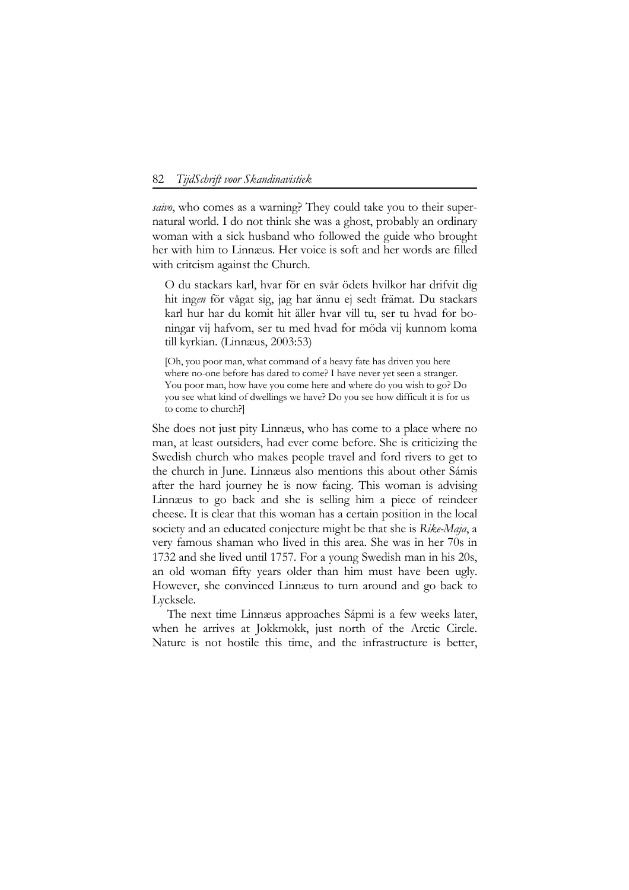*saivo*, who comes as a warning? They could take you to their supernatural world. I do not think she was a ghost, probably an ordinary woman with a sick husband who followed the guide who brought her with him to Linnæus. Her voice is soft and her words are filled with critcism against the Church.

> O du stackars karl, hvar för en svår ödets hvilkor har drifvit dig hit ing*en* för vågat sig, jag har ännu ej sedt främat. Du stackars karl hur har du komit hit äller hvar vill tu, ser tu hvad for boningar vij hafvom, ser tu med hvad for möda vij kunnom koma till kyrkian. (Linnæus, 2003:53)
>
> [Oh, you poor man, what command of a heavy fate has driven you here where no-one before has dared to come? I have never yet seen a stranger. You poor man, how have you come here and where do you wish to go? Do you see what kind of dwellings we have? Do you see how difficult it is for us to come to church?]

She does not just pity Linnæus, who has come to a place where no man, at least outsiders, had ever come before. She is criticizing the Swedish church who makes people travel and ford rivers to get to the church in June. Linnæus also mentions this about other Sámis after the hard journey he is now facing. This woman is advising Linnæus to go back and she is selling him a piece of reindeer cheese. It is clear that this woman has a certain position in the local society and an educated conjecture might be that she is *Rike-Maja*, a very famous shaman who lived in this area. She was in her 70s in 1732 and she lived until 1757. For a young Swedish man in his 20s, an old woman fifty years older than him must have been ugly. However, she convinced Linnæus to turn around and go back to Lycksele.

The next time Linnæus approaches Sápmi is a few weeks later, when he arrives at Jokkmokk, just north of the Arctic Circle. Nature is not hostile this time, and the infrastructure is better,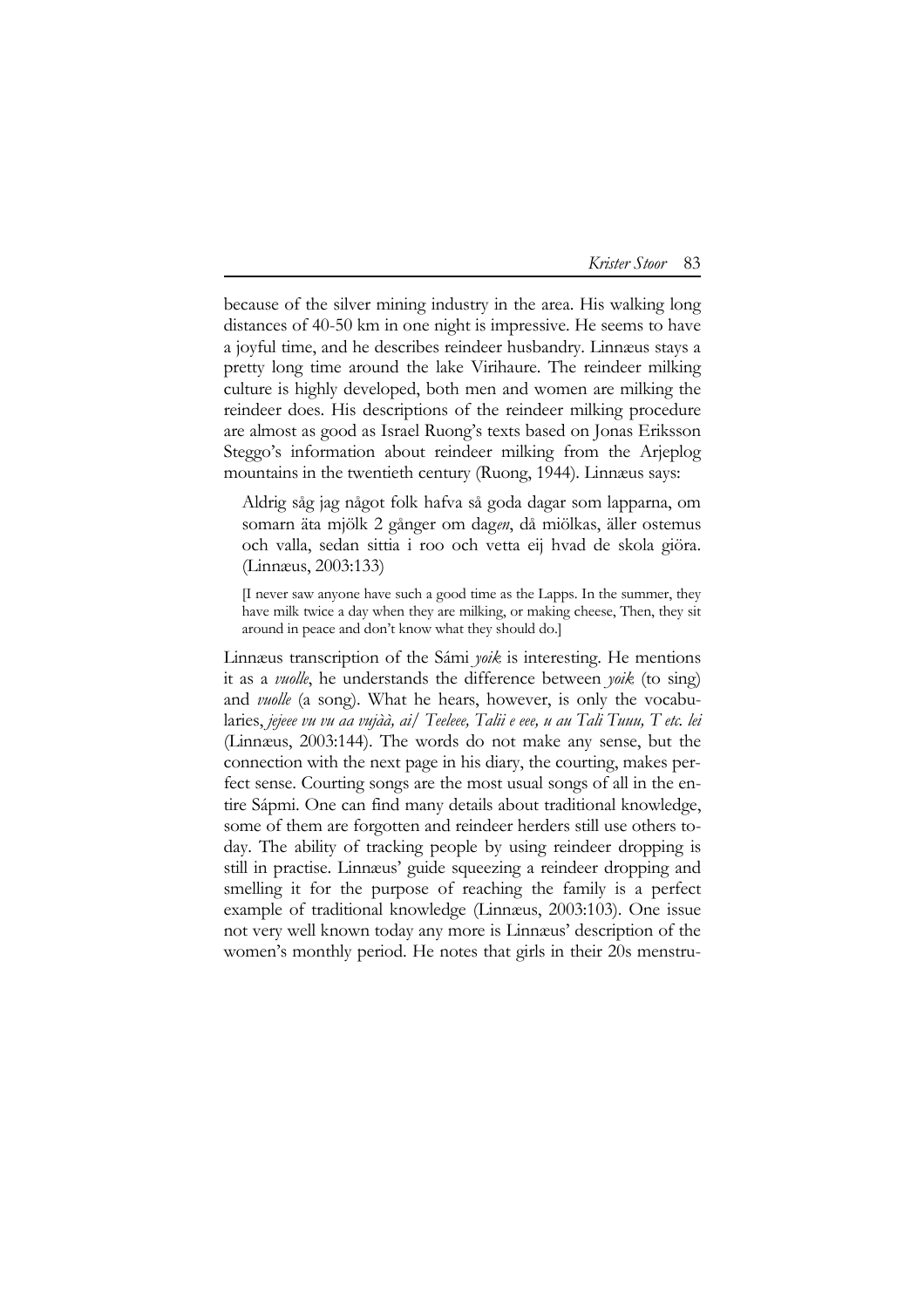because of the silver mining industry in the area. His walking long distances of 40-50 km in one night is impressive. He seems to have a joyful time, and he describes reindeer husbandry. Linnæus stays a pretty long time around the lake Virihaure. The reindeer milking culture is highly developed, both men and women are milking the reindeer does. His descriptions of the reindeer milking procedure are almost as good as Israel Ruong's texts based on Jonas Eriksson Steggo's information about reindeer milking from the Arjeplog mountains in the twentieth century (Ruong, 1944). Linnæus says:

> Aldrig såg jag något folk hafva så goda dagar som lapparna, om somarn äta mjölk 2 gånger om dag*en*, då miölkas, äller ostemus och valla, sedan sittia i roo och vetta eij hvad de skola giöra. (Linnæus, 2003:133)
>
> [I never saw anyone have such a good time as the Lapps. In the summer, they have milk twice a day when they are milking, or making cheese, Then, they sit around in peace and don't know what they should do.]

Linnæus transcription of the Sámi *yoik* is interesting. He mentions it as a *vuolle*, he understands the difference between *yoik* (to sing) and *vuolle* (a song). What he hears, however, is only the vocabularies, *jejeee vu vu aa vujàà, ai/ Teeleee, Talii e eee, u au Tali Tuuu, T etc. lei* (Linnæus, 2003:144). The words do not make any sense, but the connection with the next page in his diary, the courting, makes perfect sense. Courting songs are the most usual songs of all in the entire Sápmi. One can find many details about traditional knowledge, some of them are forgotten and reindeer herders still use others today. The ability of tracking people by using reindeer dropping is still in practise. Linnæus' guide squeezing a reindeer dropping and smelling it for the purpose of reaching the family is a perfect example of traditional knowledge (Linnæus, 2003:103). One issue not very well known today any more is Linnæus' description of the women's monthly period. He notes that girls in their 20s menstru-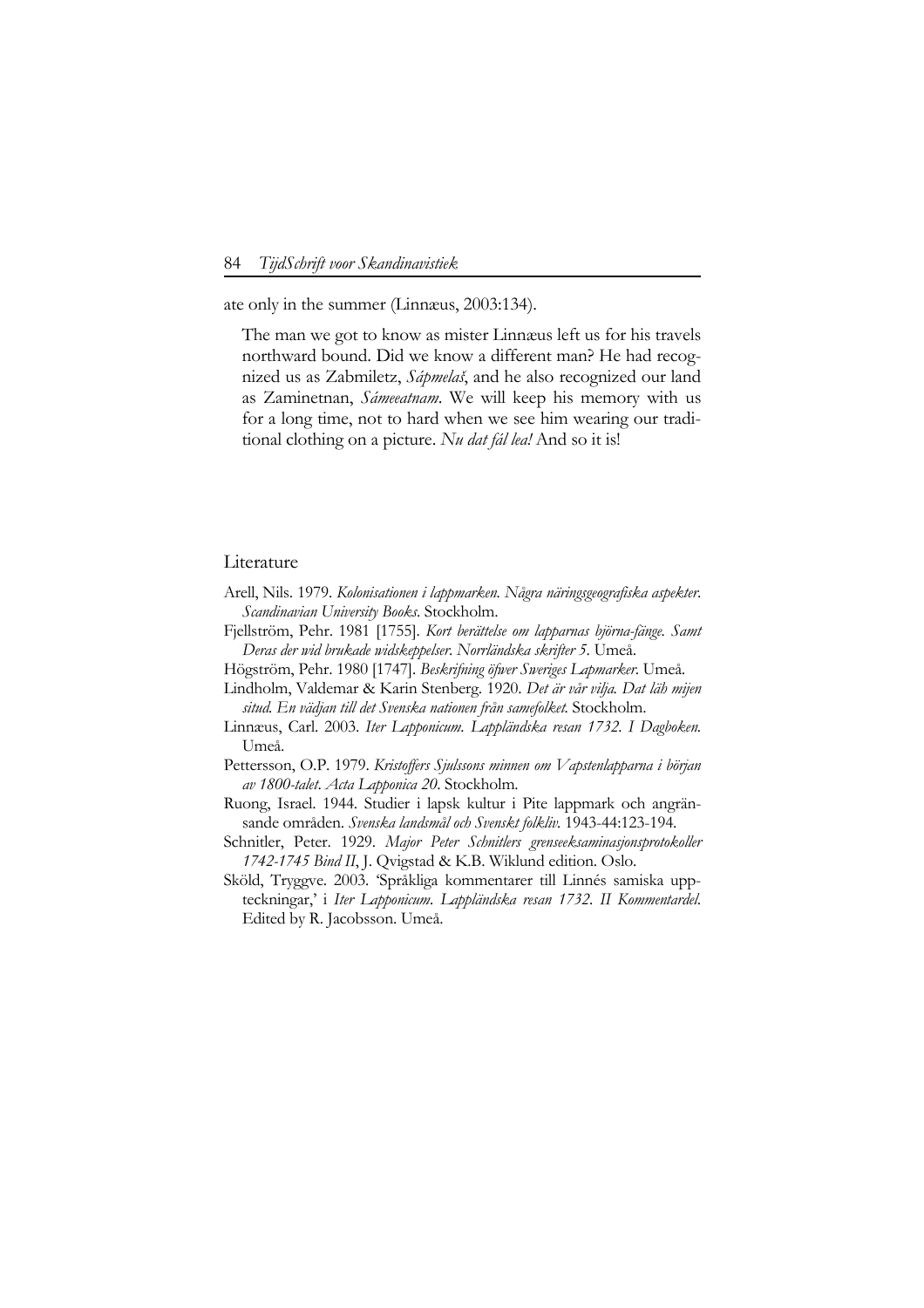ate only in the summer (Linnæus, 2003:134).

> The man we got to know as mister Linnæus left us for his travels northward bound. Did we know a different man? He had recognized us as Zabmiletz, *Sápmelaš*, and he also recognized our land as Zaminetnan, *Sámeeatnam*. We will keep his memory with us for a long time, not to hard when we see him wearing our traditional clothing on a picture. *Nu dat fál lea!* And so it is!

## Literature

Arell, Nils. 1979. *Kolonisationen i lappmarken. Några näringsgeografiska aspekter. Scandinavian University Books*. Stockholm.

Fjellström, Pehr. 1981 [1755]. *Kort berättelse om lapparnas björna-fänge. Samt Deras der wid brukade widskeppelser. Norrländska skrifter 5*. Umeå.

Högström, Pehr. 1980 [1747]. *Beskrifning öfwer Sweriges Lapmarker*. Umeå.

Lindholm, Valdemar & Karin Stenberg. 1920. *Det är vår vilja. Dat läh mijen situd. En vädjan till det Svenska nationen från samefolket*. Stockholm.

Linnæus, Carl. 2003. *Iter Lapponicum. Lappländska resan 1732. I Dagboken*. Umeå.

Pettersson, O.P. 1979. *Kristoffers Sjulssons minnen om Vapstenlapparna i början av 1800-talet*. *Acta Lapponica 20*. Stockholm.

Ruong, Israel. 1944. Studier i lapsk kultur i Pite lappmark och angränsande områden. *Svenska landsmål och Svenskt folkliv*. 1943-44:123-194.

Schnitler, Peter. 1929. *Major Peter Schnitlers grenseeksaminasjonsprotokoller 1742-1745 Bind II*, J. Qvigstad & K.B. Wiklund edition. Oslo.

Sköld, Tryggve. 2003. 'Språkliga kommentarer till Linnés samiska uppteckningar,' i *Iter Lapponicum. Lappländska resan 1732. II Kommentardel*. Edited by R. Jacobsson. Umeå.